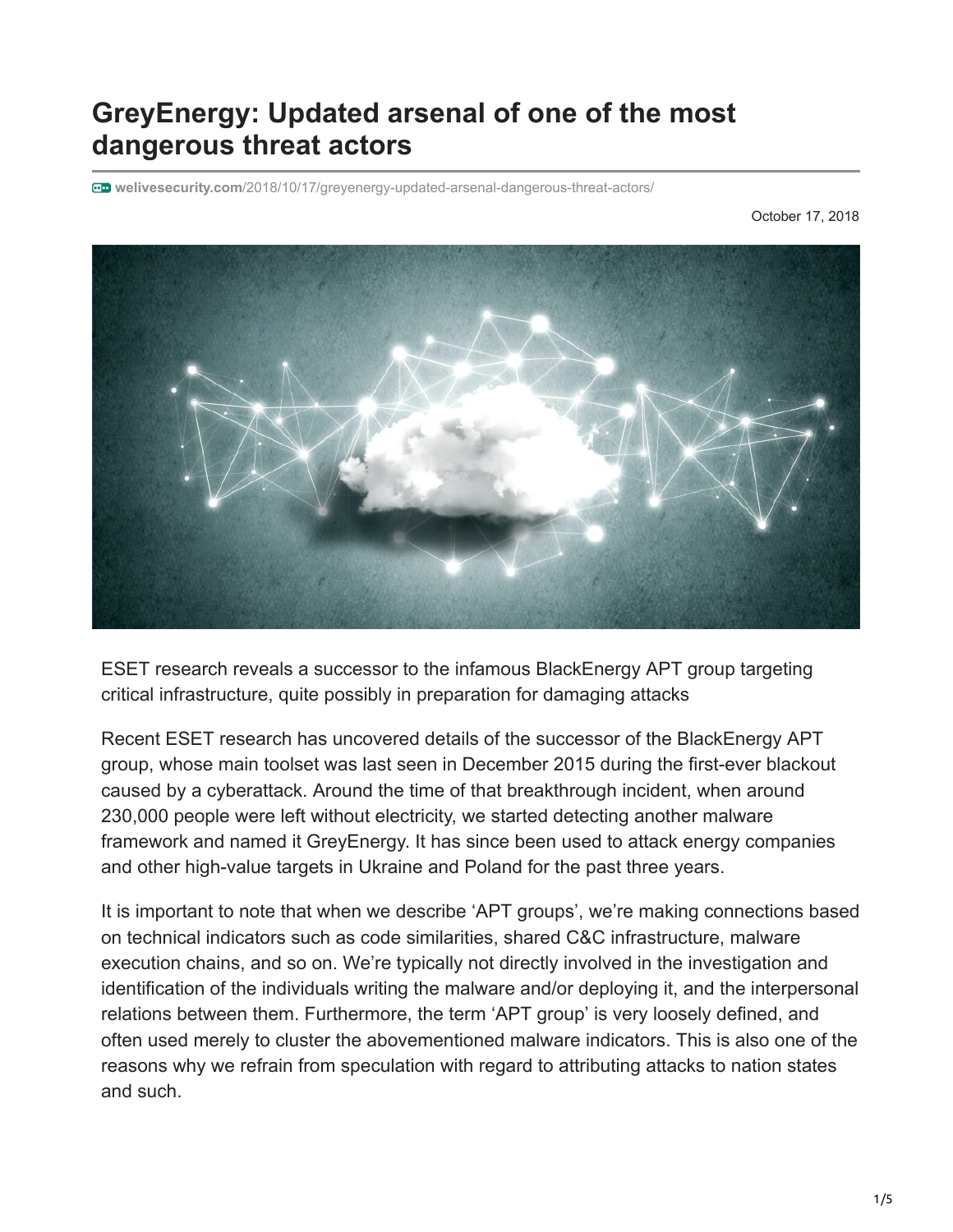# GreyEnergy: Updated arsenal of one of the most dangerous threat actors

welivesecurity.com/2018/10/17/greyenergy-updated-arsenal-dangerous-threat-actors/

October 17, 2018

ESET research reveals a successor to the infamous BlackEnergy APT group targeting critical infrastructure, quite possibly in preparation for damaging attacks

Recent ESET research has uncovered details of the successor of the BlackEnergy APT group, whose main toolset was last seen in December 2015 during the first-ever blackout caused by a cyberattack. Around the time of that breakthrough incident, when around 230,000 people were left without electricity, we started detecting another malware framework and named it GreyEnergy. It has since been used to attack energy companies and other high-value targets in Ukraine and Poland for the past three years.

It is important to note that when we describe 'APT groups', we're making connections based on technical indicators such as code similarities, shared C&C infrastructure, malware execution chains, and so on. We're typically not directly involved in the investigation and identification of the individuals writing the malware and/or deploying it, and the interpersonal relations between them. Furthermore, the term 'APT group' is very loosely defined, and often used merely to cluster the abovementioned malware indicators. This is also one of the reasons why we refrain from speculation with regard to attributing attacks to nation states and such.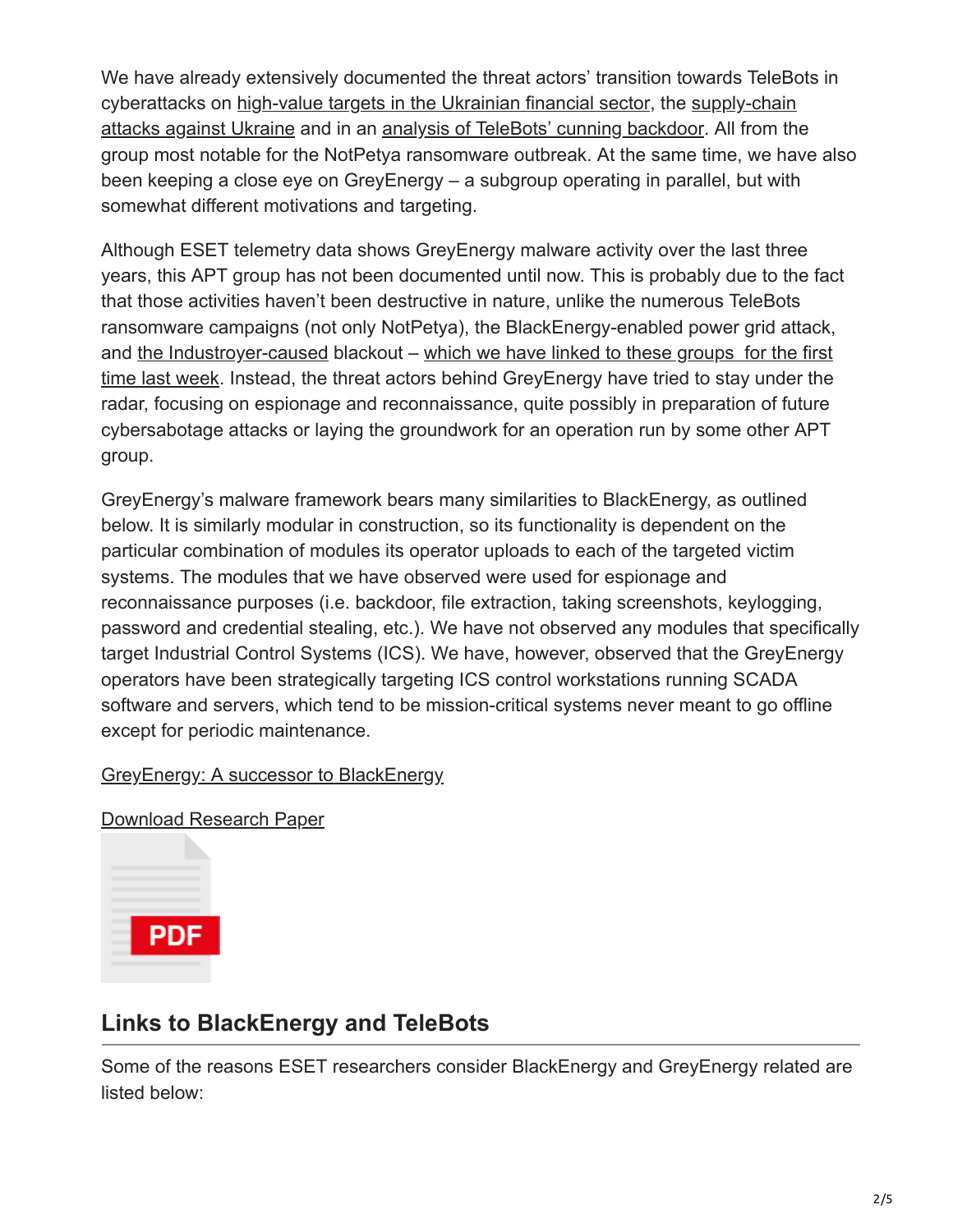We have already extensively documented the threat actors' transition towards TeleBots in cyberattacks on high-value targets in the Ukrainian financial sector, the supply-chain attacks against Ukraine and in an analysis of TeleBots' cunning backdoor. All from the group most notable for the NotPetya ransomware outbreak. At the same time, we have also been keeping a close eye on GreyEnergy – a subgroup operating in parallel, but with somewhat different motivations and targeting.

Although ESET telemetry data shows GreyEnergy malware activity over the last three years, this APT group has not been documented until now. This is probably due to the fact that those activities haven't been destructive in nature, unlike the numerous TeleBots ransomware campaigns (not only NotPetya), the BlackEnergy-enabled power grid attack, and the Industroyer-caused blackout – which we have linked to these groups for the first time last week. Instead, the threat actors behind GreyEnergy have tried to stay under the radar, focusing on espionage and reconnaissance, quite possibly in preparation of future cybersabotage attacks or laying the groundwork for an operation run by some other APT group.

GreyEnergy's malware framework bears many similarities to BlackEnergy, as outlined below. It is similarly modular in construction, so its functionality is dependent on the particular combination of modules its operator uploads to each of the targeted victim systems. The modules that we have observed were used for espionage and reconnaissance purposes (i.e. backdoor, file extraction, taking screenshots, keylogging, password and credential stealing, etc.). We have not observed any modules that specifically target Industrial Control Systems (ICS). We have, however, observed that the GreyEnergy operators have been strategically targeting ICS control workstations running SCADA software and servers, which tend to be mission-critical systems never meant to go offline except for periodic maintenance.

GreyEnergy: A successor to BlackEnergy

Download Research Paper

PDF

## Links to BlackEnergy and TeleBots

Some of the reasons ESET researchers consider BlackEnergy and GreyEnergy related are listed below: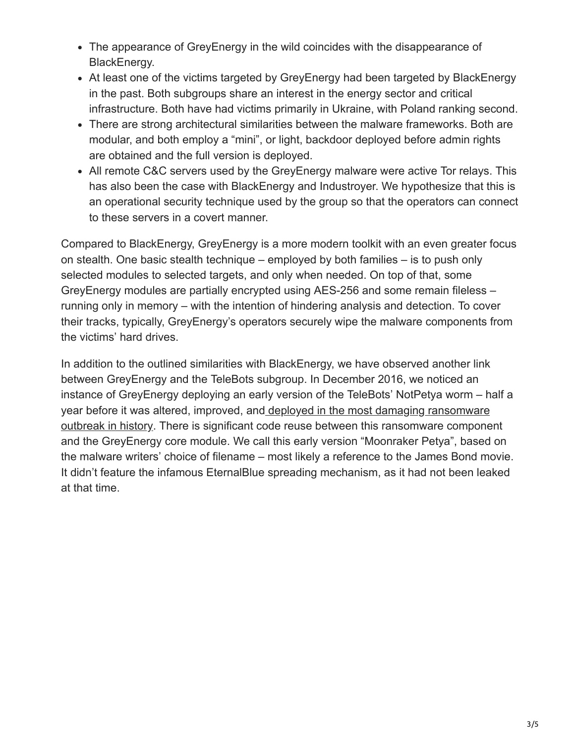- The appearance of GreyEnergy in the wild coincides with the disappearance of BlackEnergy.
- At least one of the victims targeted by GreyEnergy had been targeted by BlackEnergy in the past. Both subgroups share an interest in the energy sector and critical infrastructure. Both have had victims primarily in Ukraine, with Poland ranking second.
- There are strong architectural similarities between the malware frameworks. Both are modular, and both employ a "mini", or light, backdoor deployed before admin rights are obtained and the full version is deployed.
- All remote C&C servers used by the GreyEnergy malware were active Tor relays. This has also been the case with BlackEnergy and Industroyer. We hypothesize that this is an operational security technique used by the group so that the operators can connect to these servers in a covert manner.

Compared to BlackEnergy, GreyEnergy is a more modern toolkit with an even greater focus on stealth. One basic stealth technique – employed by both families – is to push only selected modules to selected targets, and only when needed. On top of that, some GreyEnergy modules are partially encrypted using AES-256 and some remain fileless – running only in memory – with the intention of hindering analysis and detection. To cover their tracks, typically, GreyEnergy's operators securely wipe the malware components from the victims' hard drives.

In addition to the outlined similarities with BlackEnergy, we have observed another link between GreyEnergy and the TeleBots subgroup. In December 2016, we noticed an instance of GreyEnergy deploying an early version of the TeleBots' NotPetya worm – half a year before it was altered, improved, and deployed in the most damaging ransomware outbreak in history. There is significant code reuse between this ransomware component and the GreyEnergy core module. We call this early version "Moonraker Petya", based on the malware writers' choice of filename – most likely a reference to the James Bond movie. It didn't feature the infamous EternalBlue spreading mechanism, as it had not been leaked at that time.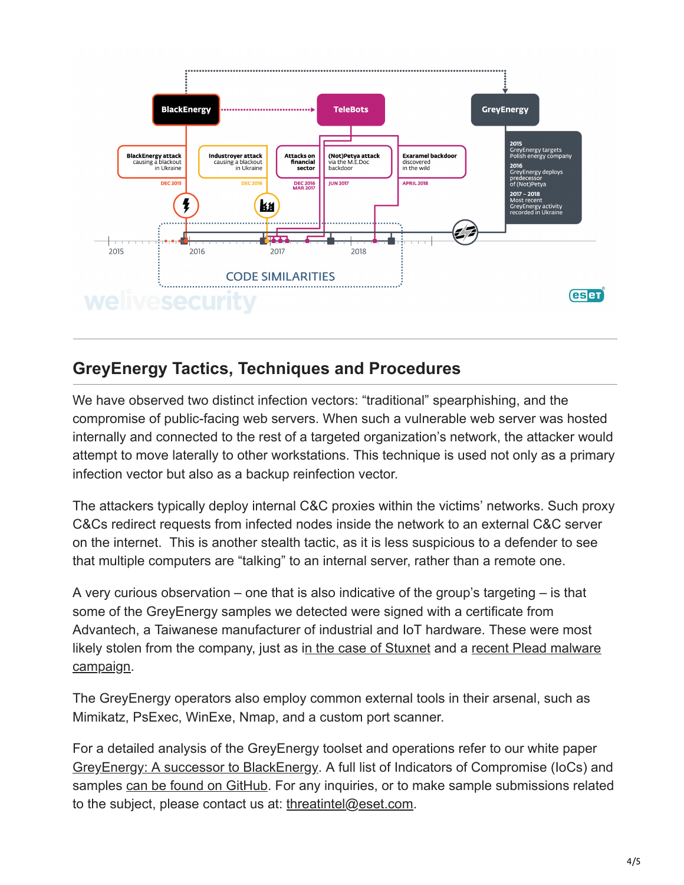## GreyEnergy Tactics, Techniques and Procedures

We have observed two distinct infection vectors: “traditional” spearphishing, and the compromise of public-facing web servers. When such a vulnerable web server was hosted internally and connected to the rest of a targeted organization’s network, the attacker would attempt to move laterally to other workstations. This technique is used not only as a primary infection vector but also as a backup reinfection vector.

The attackers typically deploy internal C&C proxies within the victims’ networks. Such proxy C&Cs redirect requests from infected nodes inside the network to an external C&C server on the internet. This is another stealth tactic, as it is less suspicious to a defender to see that multiple computers are “talking” to an internal server, rather than a remote one.

A very curious observation – one that is also indicative of the group’s targeting – is that some of the GreyEnergy samples we detected were signed with a certificate from Advantech, a Taiwanese manufacturer of industrial and IoT hardware. These were most likely stolen from the company, just as in the case of Stuxnet and a recent Plead malware campaign.

The GreyEnergy operators also employ common external tools in their arsenal, such as Mimikatz, PsExec, WinExe, Nmap, and a custom port scanner.

For a detailed analysis of the GreyEnergy toolset and operations refer to our white paper GreyEnergy: A successor to BlackEnergy. A full list of Indicators of Compromise (IoCs) and samples can be found on GitHub. For any inquiries, or to make sample submissions related to the subject, please contact us at: threatintel@eset.com.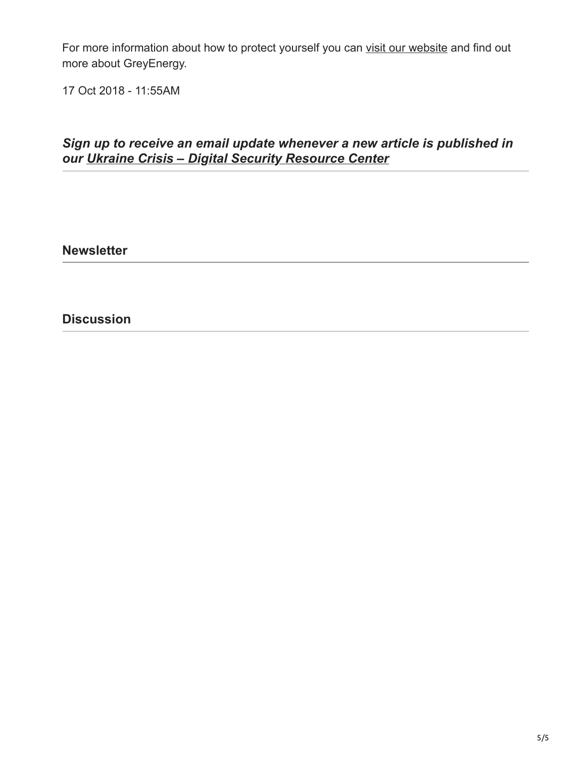For more information about how to protect yourself you can visit our website and find out more about GreyEnergy.

17 Oct 2018 - 11:55AM

***Sign up to receive an email update whenever a new article is published in our Ukraine Crisis – Digital Security Resource Center***

## Newsletter

## Discussion